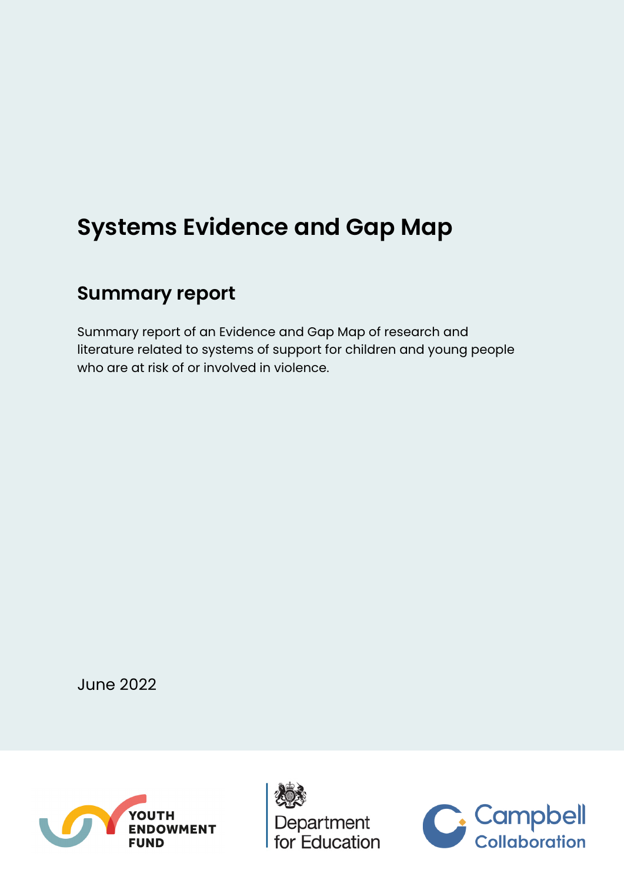# Systems Evidence and Gap Map

## Summary report

Summary report of an Evidence and Gap Map of research and literature related to systems of support for children and young people who are at risk of or involved in violence.

June 2022

YOUTH ENDOWMENT FUND

Department for Education

Campbell Collaboration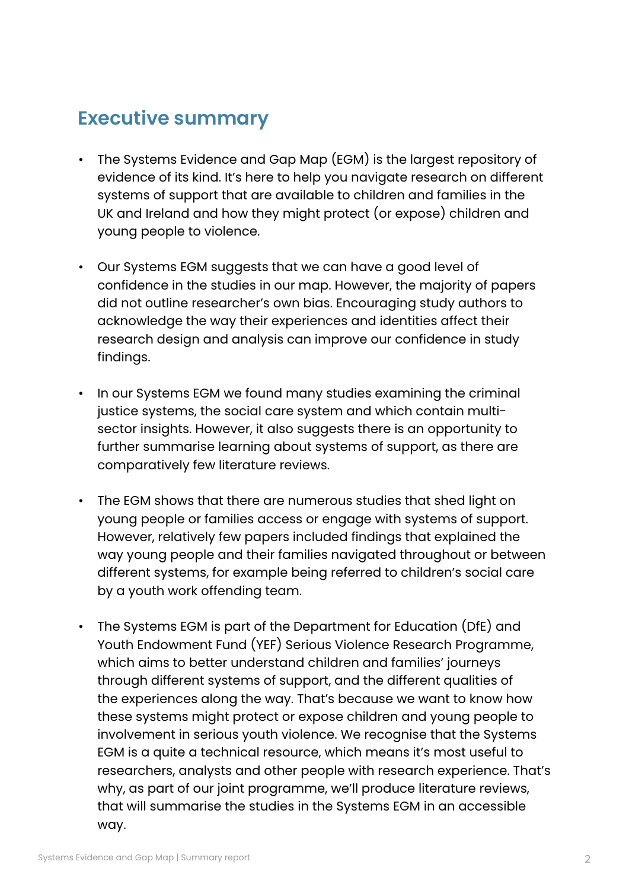## Executive summary

- The Systems Evidence and Gap Map (EGM) is the largest repository of evidence of its kind. It's here to help you navigate research on different systems of support that are available to children and families in the UK and Ireland and how they might protect (or expose) children and young people to violence.

- Our Systems EGM suggests that we can have a good level of confidence in the studies in our map. However, the majority of papers did not outline researcher's own bias. Encouraging study authors to acknowledge the way their experiences and identities affect their research design and analysis can improve our confidence in study findings.

- In our Systems EGM we found many studies examining the criminal justice systems, the social care system and which contain multi-sector insights. However, it also suggests there is an opportunity to further summarise learning about systems of support, as there are comparatively few literature reviews.

- The EGM shows that there are numerous studies that shed light on young people or families access or engage with systems of support. However, relatively few papers included findings that explained the way young people and their families navigated throughout or between different systems, for example being referred to children's social care by a youth work offending team.

- The Systems EGM is part of the Department for Education (DfE) and Youth Endowment Fund (YEF) Serious Violence Research Programme, which aims to better understand children and families' journeys through different systems of support, and the different qualities of the experiences along the way. That's because we want to know how these systems might protect or expose children and young people to involvement in serious youth violence. We recognise that the Systems EGM is a quite a technical resource, which means it's most useful to researchers, analysts and other people with research experience. That's why, as part of our joint programme, we'll produce literature reviews, that will summarise the studies in the Systems EGM in an accessible way.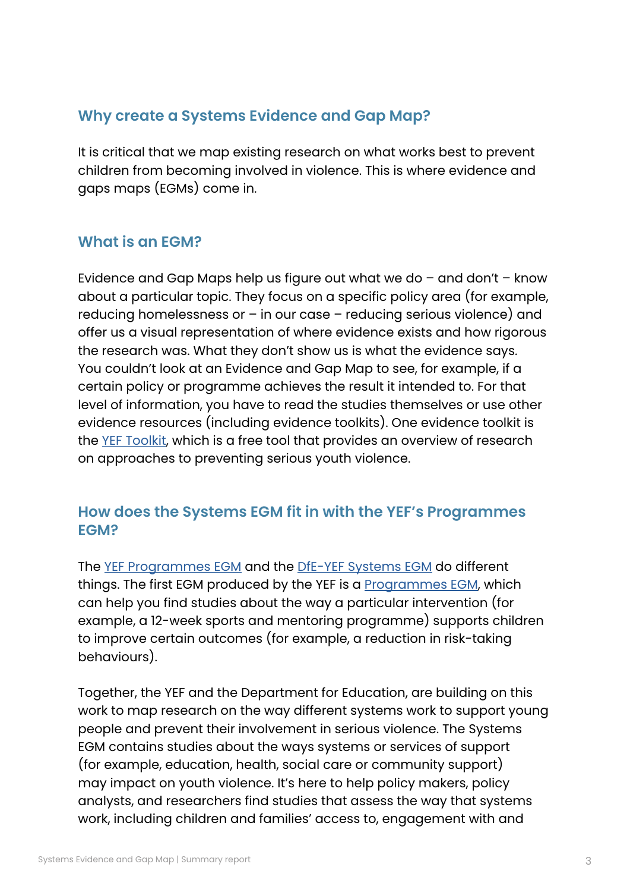## Why create a Systems Evidence and Gap Map?

It is critical that we map existing research on what works best to prevent children from becoming involved in violence. This is where evidence and gaps maps (EGMs) come in.

## What is an EGM?

Evidence and Gap Maps help us figure out what we do – and don't – know about a particular topic. They focus on a specific policy area (for example, reducing homelessness or – in our case – reducing serious violence) and offer us a visual representation of where evidence exists and how rigorous the research was. What they don't show us is what the evidence says. You couldn't look at an Evidence and Gap Map to see, for example, if a certain policy or programme achieves the result it intended to. For that level of information, you have to read the studies themselves or use other evidence resources (including evidence toolkits). One evidence toolkit is the YEF Toolkit, which is a free tool that provides an overview of research on approaches to preventing serious youth violence.

## How does the Systems EGM fit in with the YEF's Programmes EGM?

The YEF Programmes EGM and the DfE-YEF Systems EGM do different things. The first EGM produced by the YEF is a Programmes EGM, which can help you find studies about the way a particular intervention (for example, a 12-week sports and mentoring programme) supports children to improve certain outcomes (for example, a reduction in risk-taking behaviours).

Together, the YEF and the Department for Education, are building on this work to map research on the way different systems work to support young people and prevent their involvement in serious violence. The Systems EGM contains studies about the ways systems or services of support (for example, education, health, social care or community support) may impact on youth violence. It's here to help policy makers, policy analysts, and researchers find studies that assess the way that systems work, including children and families' access to, engagement with and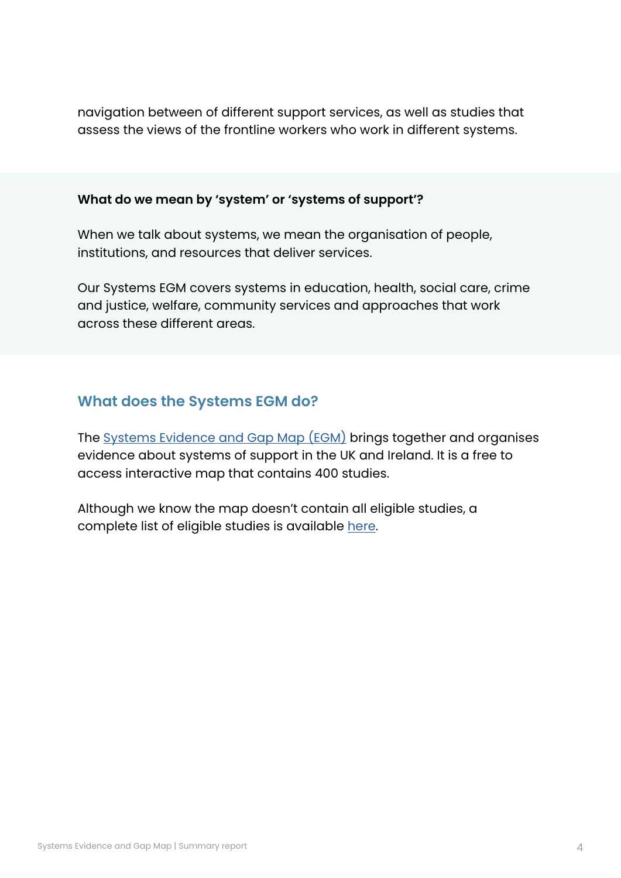navigation between of different support services, as well as studies that assess the views of the frontline workers who work in different systems.

**What do we mean by 'system' or 'systems of support'?**

When we talk about systems, we mean the organisation of people, institutions, and resources that deliver services.

Our Systems EGM covers systems in education, health, social care, crime and justice, welfare, community services and approaches that work across these different areas.

## What does the Systems EGM do?

The Systems Evidence and Gap Map (EGM) brings together and organises evidence about systems of support in the UK and Ireland. It is a free to access interactive map that contains 400 studies.

Although we know the map doesn't contain all eligible studies, a complete list of eligible studies is available here.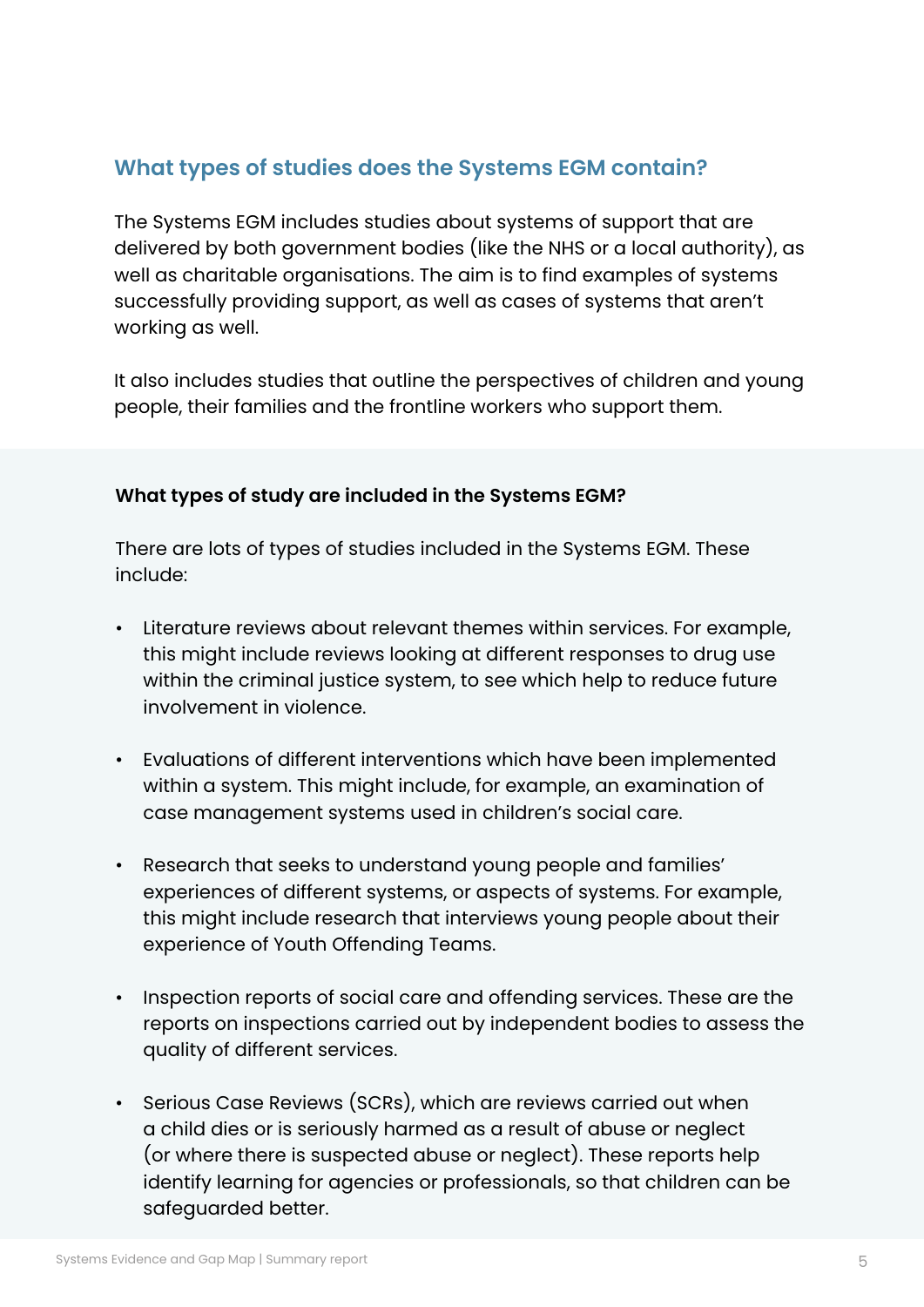## What types of studies does the Systems EGM contain?

The Systems EGM includes studies about systems of support that are delivered by both government bodies (like the NHS or a local authority), as well as charitable organisations. The aim is to find examples of systems successfully providing support, as well as cases of systems that aren't working as well.

It also includes studies that outline the perspectives of children and young people, their families and the frontline workers who support them.

**What types of study are included in the Systems EGM?**

There are lots of types of studies included in the Systems EGM. These include:

- Literature reviews about relevant themes within services. For example, this might include reviews looking at different responses to drug use within the criminal justice system, to see which help to reduce future involvement in violence.
- Evaluations of different interventions which have been implemented within a system. This might include, for example, an examination of case management systems used in children's social care.
- Research that seeks to understand young people and families' experiences of different systems, or aspects of systems. For example, this might include research that interviews young people about their experience of Youth Offending Teams.
- Inspection reports of social care and offending services. These are the reports on inspections carried out by independent bodies to assess the quality of different services.
- Serious Case Reviews (SCRs), which are reviews carried out when a child dies or is seriously harmed as a result of abuse or neglect (or where there is suspected abuse or neglect). These reports help identify learning for agencies or professionals, so that children can be safeguarded better.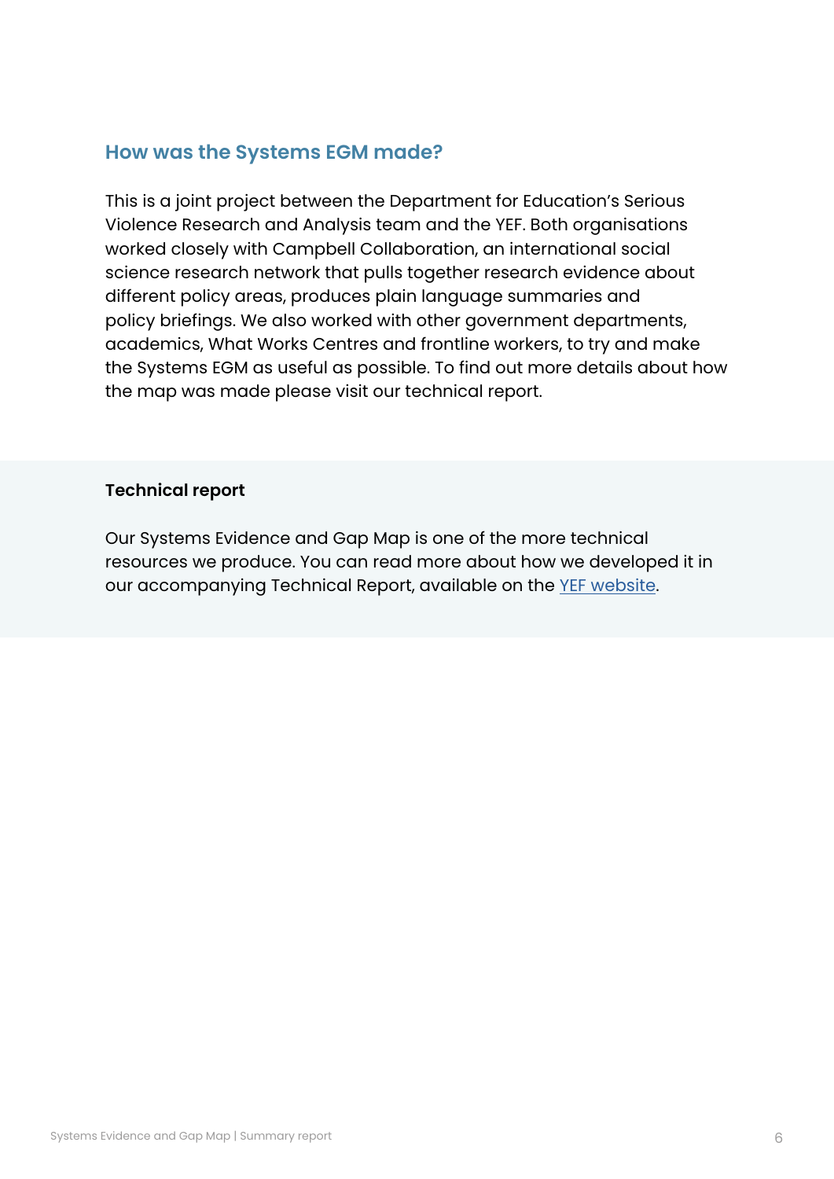## How was the Systems EGM made?

This is a joint project between the Department for Education's Serious Violence Research and Analysis team and the YEF. Both organisations worked closely with Campbell Collaboration, an international social science research network that pulls together research evidence about different policy areas, produces plain language summaries and policy briefings. We also worked with other government departments, academics, What Works Centres and frontline workers, to try and make the Systems EGM as useful as possible. To find out more details about how the map was made please visit our technical report.

**Technical report**

Our Systems Evidence and Gap Map is one of the more technical resources we produce. You can read more about how we developed it in our accompanying Technical Report, available on the YEF website.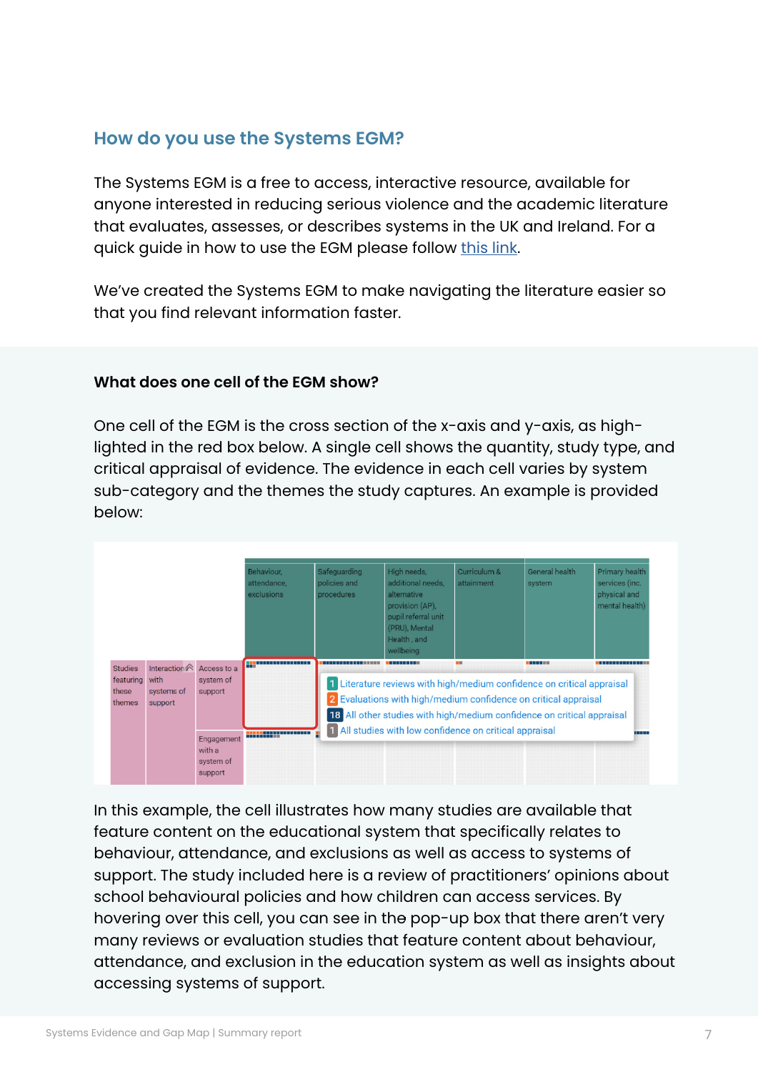## How do you use the Systems EGM?

The Systems EGM is a free to access, interactive resource, available for anyone interested in reducing serious violence and the academic literature that evaluates, assesses, or describes systems in the UK and Ireland. For a quick guide in how to use the EGM please follow this link.

We've created the Systems EGM to make navigating the literature easier so that you find relevant information faster.

### What does one cell of the EGM show?

One cell of the EGM is the cross section of the x-axis and y-axis, as high-lighted in the red box below. A single cell shows the quantity, study type, and critical appraisal of evidence. The evidence in each cell varies by system sub-category and the themes the study captures. An example is provided below:

In this example, the cell illustrates how many studies are available that feature content on the educational system that specifically relates to behaviour, attendance, and exclusions as well as access to systems of support. The study included here is a review of practitioners' opinions about school behavioural policies and how children can access services. By hovering over this cell, you can see in the pop-up box that there aren't very many reviews or evaluation studies that feature content about behaviour, attendance, and exclusion in the education system as well as insights about accessing systems of support.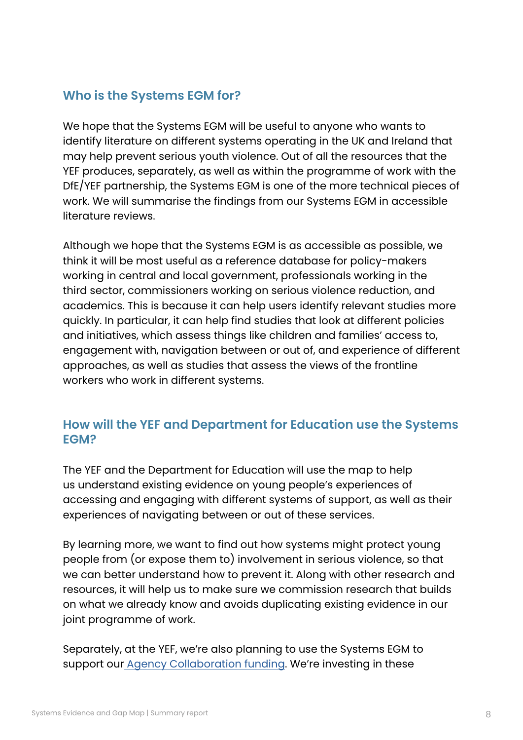## Who is the Systems EGM for?

We hope that the Systems EGM will be useful to anyone who wants to identify literature on different systems operating in the UK and Ireland that may help prevent serious youth violence. Out of all the resources that the YEF produces, separately, as well as within the programme of work with the DfE/YEF partnership, the Systems EGM is one of the more technical pieces of work. We will summarise the findings from our Systems EGM in accessible literature reviews.

Although we hope that the Systems EGM is as accessible as possible, we think it will be most useful as a reference database for policy-makers working in central and local government, professionals working in the third sector, commissioners working on serious violence reduction, and academics. This is because it can help users identify relevant studies more quickly. In particular, it can help find studies that look at different policies and initiatives, which assess things like children and families' access to, engagement with, navigation between or out of, and experience of different approaches, as well as studies that assess the views of the frontline workers who work in different systems.

## How will the YEF and Department for Education use the Systems EGM?

The YEF and the Department for Education will use the map to help us understand existing evidence on young people's experiences of accessing and engaging with different systems of support, as well as their experiences of navigating between or out of these services.

By learning more, we want to find out how systems might protect young people from (or expose them to) involvement in serious violence, so that we can better understand how to prevent it. Along with other research and resources, it will help us to make sure we commission research that builds on what we already know and avoids duplicating existing evidence in our joint programme of work.

Separately, at the YEF, we're also planning to use the Systems EGM to support our [Agency Collaboration funding](). We're investing in these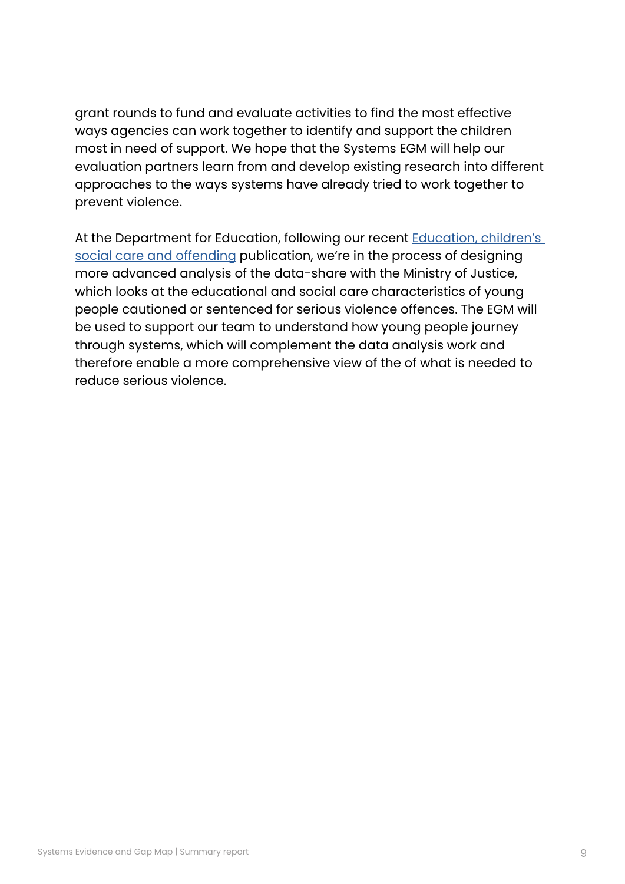grant rounds to fund and evaluate activities to find the most effective ways agencies can work together to identify and support the children most in need of support. We hope that the Systems EGM will help our evaluation partners learn from and develop existing research into different approaches to the ways systems have already tried to work together to prevent violence.

At the Department for Education, following our recent Education, children's social care and offending publication, we're in the process of designing more advanced analysis of the data-share with the Ministry of Justice, which looks at the educational and social care characteristics of young people cautioned or sentenced for serious violence offences. The EGM will be used to support our team to understand how young people journey through systems, which will complement the data analysis work and therefore enable a more comprehensive view of the of what is needed to reduce serious violence.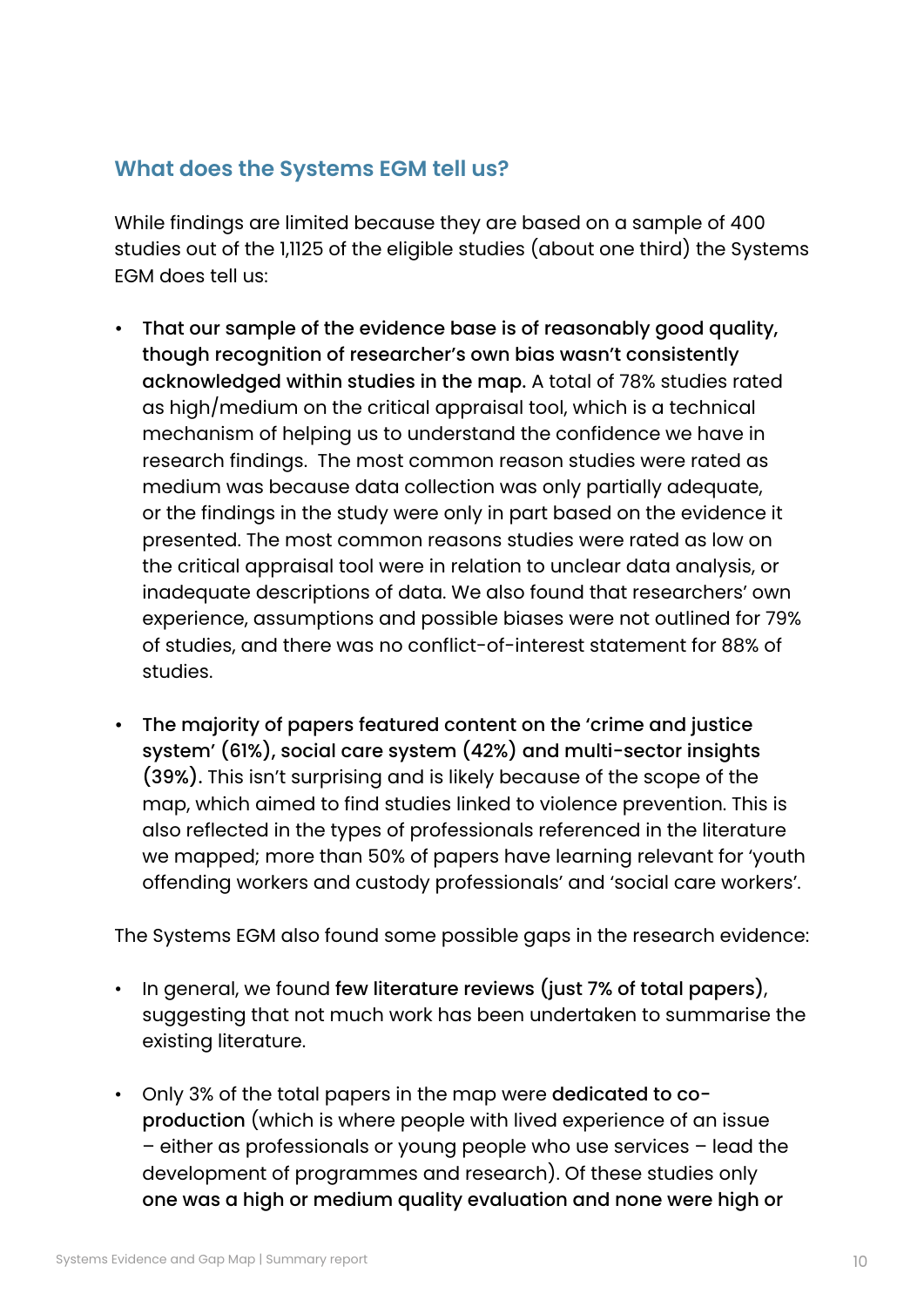## What does the Systems EGM tell us?

While findings are limited because they are based on a sample of 400 studies out of the 1,1125 of the eligible studies (about one third) the Systems EGM does tell us:

- **That our sample of the evidence base is of reasonably good quality, though recognition of researcher's own bias wasn't consistently acknowledged within studies in the map.** A total of 78% studies rated as high/medium on the critical appraisal tool, which is a technical mechanism of helping us to understand the confidence we have in research findings. The most common reason studies were rated as medium was because data collection was only partially adequate, or the findings in the study were only in part based on the evidence it presented. The most common reasons studies were rated as low on the critical appraisal tool were in relation to unclear data analysis, or inadequate descriptions of data. We also found that researchers' own experience, assumptions and possible biases were not outlined for 79% of studies, and there was no conflict-of-interest statement for 88% of studies.

- **The majority of papers featured content on the 'crime and justice system' (61%), social care system (42%) and multi-sector insights (39%).** This isn't surprising and is likely because of the scope of the map, which aimed to find studies linked to violence prevention. This is also reflected in the types of professionals referenced in the literature we mapped; more than 50% of papers have learning relevant for 'youth offending workers and custody professionals' and 'social care workers'.

The Systems EGM also found some possible gaps in the research evidence:

- In general, we found **few literature reviews (just 7% of total papers)**, suggesting that not much work has been undertaken to summarise the existing literature.

- Only 3% of the total papers in the map were **dedicated to co-production** (which is where people with lived experience of an issue – either as professionals or young people who use services – lead the development of programmes and research). Of these studies only **one was a high or medium quality evaluation and none were high or**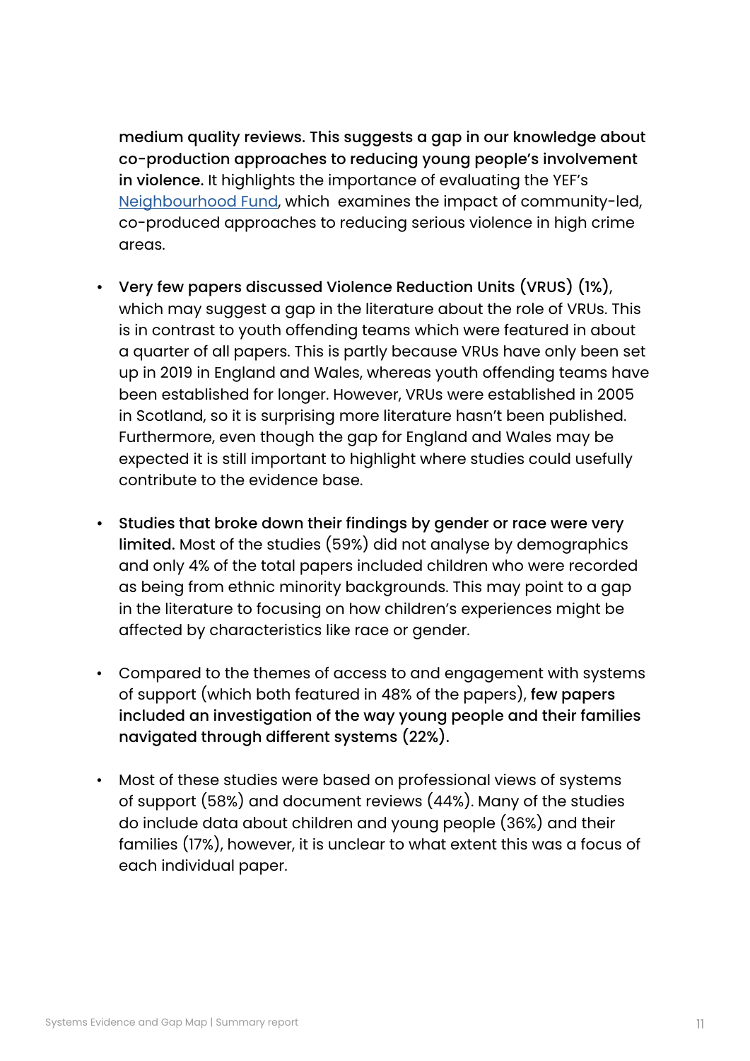**medium quality reviews. This suggests a gap in our knowledge about co-production approaches to reducing young people's involvement in violence.** It highlights the importance of evaluating the YEF's [Neighbourhood Fund](), which examines the impact of community-led, co-produced approaches to reducing serious violence in high crime areas.

- **Very few papers discussed Violence Reduction Units (VRUS) (1%)**, which may suggest a gap in the literature about the role of VRUs. This is in contrast to youth offending teams which were featured in about a quarter of all papers. This is partly because VRUs have only been set up in 2019 in England and Wales, whereas youth offending teams have been established for longer. However, VRUs were established in 2005 in Scotland, so it is surprising more literature hasn't been published. Furthermore, even though the gap for England and Wales may be expected it is still important to highlight where studies could usefully contribute to the evidence base.

- **Studies that broke down their findings by gender or race were very limited.** Most of the studies (59%) did not analyse by demographics and only 4% of the total papers included children who were recorded as being from ethnic minority backgrounds. This may point to a gap in the literature to focusing on how children's experiences might be affected by characteristics like race or gender.

- Compared to the themes of access to and engagement with systems of support (which both featured in 48% of the papers), **few papers included an investigation of the way young people and their families navigated through different systems (22%).**

- Most of these studies were based on professional views of systems of support (58%) and document reviews (44%). Many of the studies do include data about children and young people (36%) and their families (17%), however, it is unclear to what extent this was a focus of each individual paper.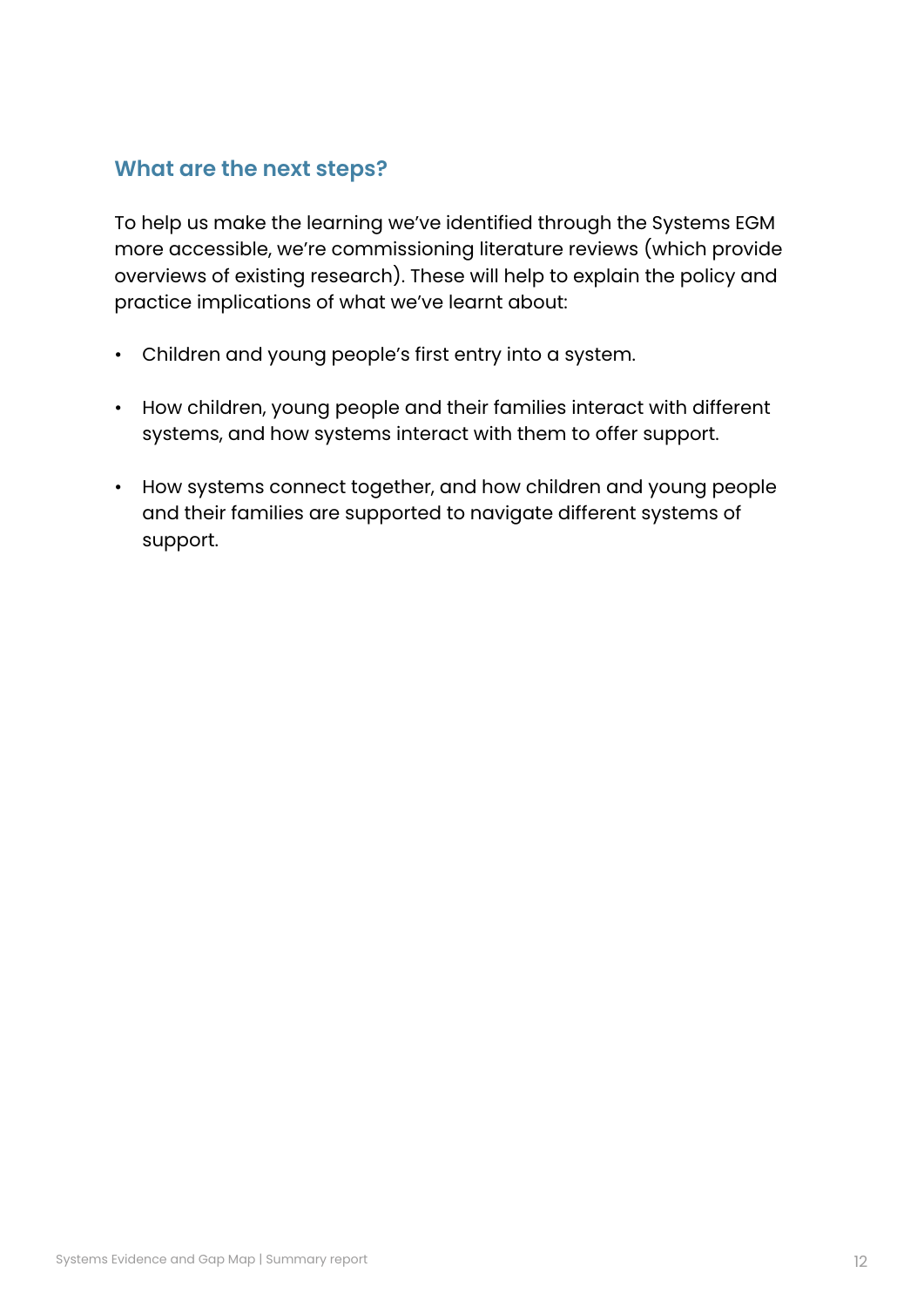## What are the next steps?

To help us make the learning we've identified through the Systems EGM more accessible, we're commissioning literature reviews (which provide overviews of existing research). These will help to explain the policy and practice implications of what we've learnt about:

- Children and young people's first entry into a system.
- How children, young people and their families interact with different systems, and how systems interact with them to offer support.
- How systems connect together, and how children and young people and their families are supported to navigate different systems of support.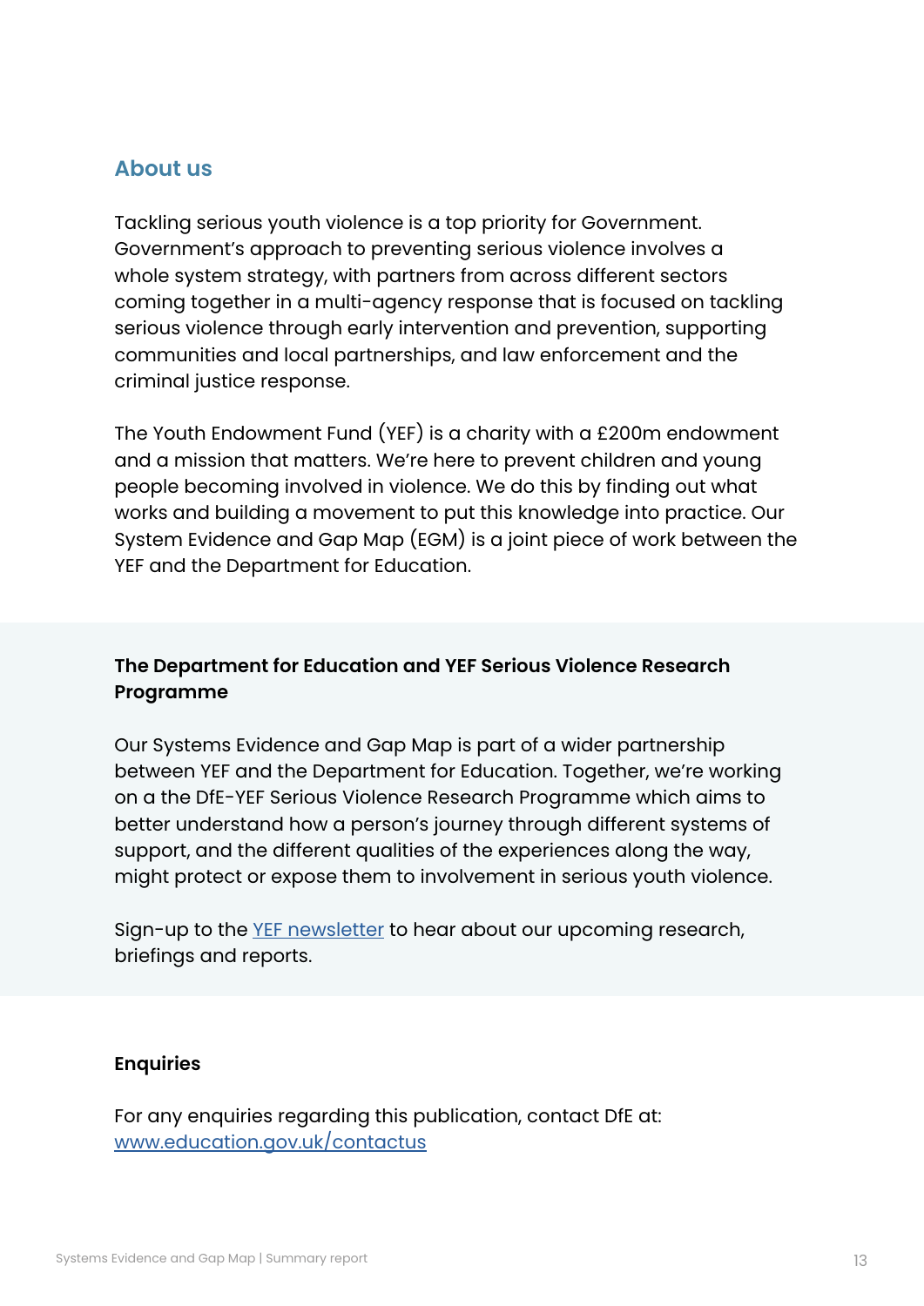## About us

Tackling serious youth violence is a top priority for Government. Government's approach to preventing serious violence involves a whole system strategy, with partners from across different sectors coming together in a multi-agency response that is focused on tackling serious violence through early intervention and prevention, supporting communities and local partnerships, and law enforcement and the criminal justice response.

The Youth Endowment Fund (YEF) is a charity with a £200m endowment and a mission that matters. We're here to prevent children and young people becoming involved in violence. We do this by finding out what works and building a movement to put this knowledge into practice. Our System Evidence and Gap Map (EGM) is a joint piece of work between the YEF and the Department for Education.

### The Department for Education and YEF Serious Violence Research Programme

Our Systems Evidence and Gap Map is part of a wider partnership between YEF and the Department for Education. Together, we're working on a the DfE-YEF Serious Violence Research Programme which aims to better understand how a person's journey through different systems of support, and the different qualities of the experiences along the way, might protect or expose them to involvement in serious youth violence.

Sign-up to the YEF newsletter to hear about our upcoming research, briefings and reports.

### Enquiries

For any enquiries regarding this publication, contact DfE at: www.education.gov.uk/contactus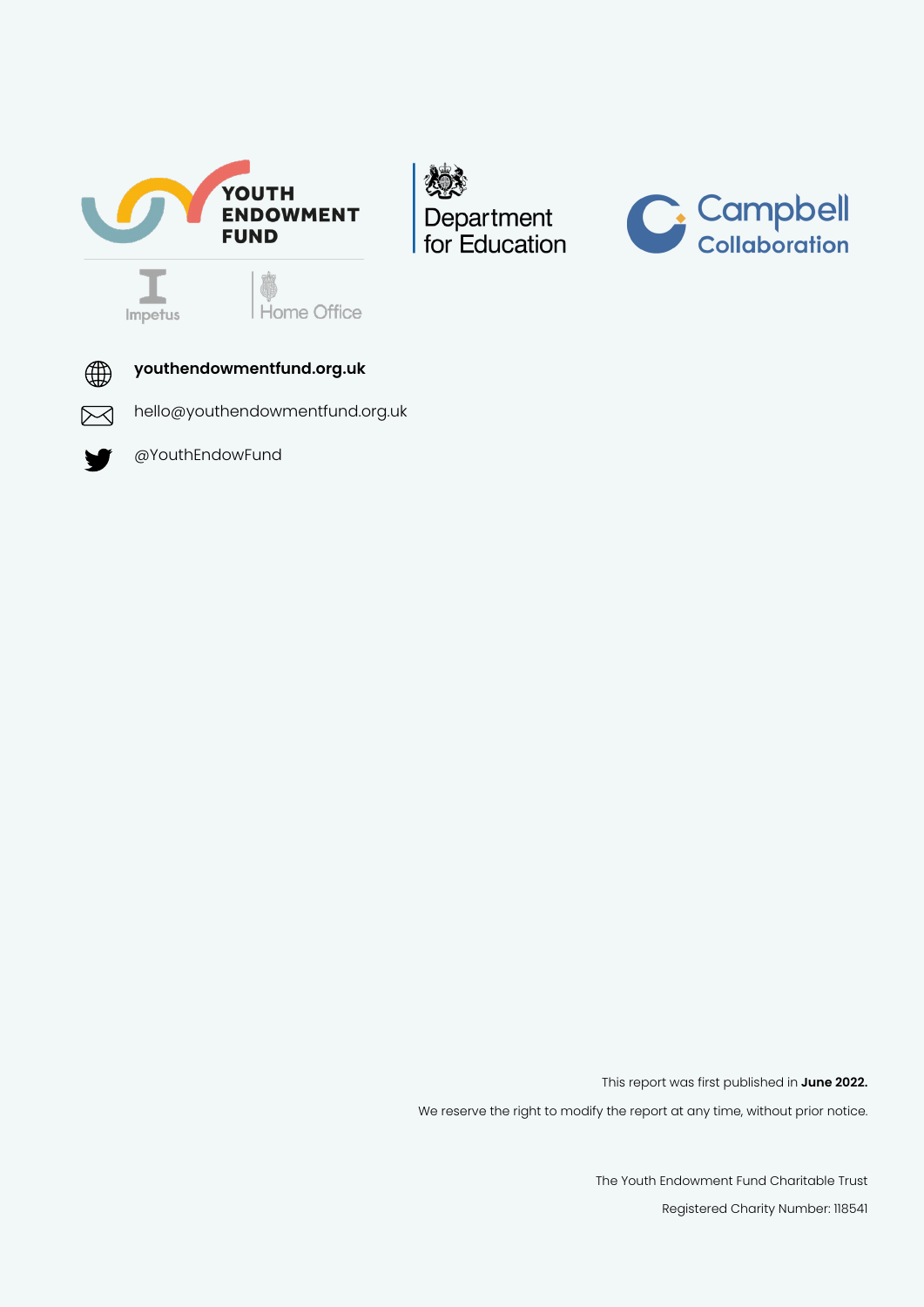YOUTH ENDOWMENT FUND

Impetus

Home Office

Department for Education

Campbell Collaboration

**youthendowmentfund.org.uk**

hello@youthendowmentfund.org.uk

@YouthEndowFund

This report was first published in **June 2022.**

We reserve the right to modify the report at any time, without prior notice.

The Youth Endowment Fund Charitable Trust

Registered Charity Number: 118541